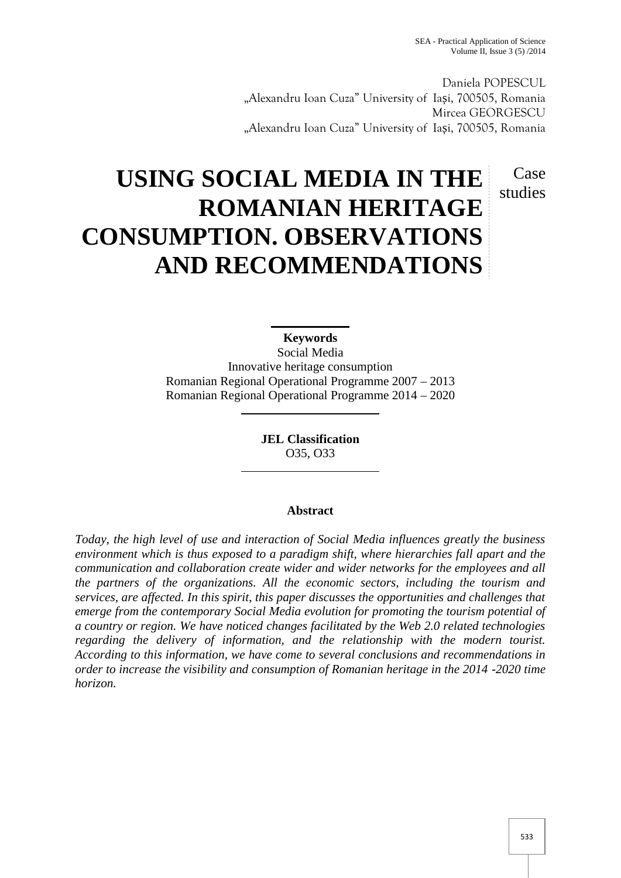Daniela POPESCUL
„Alexandru Ioan Cuza" University of Iași, 700505, Romania
Mircea GEORGESCU
„Alexandru Ioan Cuza" University of Iași, 700505, Romania

Case studies

# USING SOCIAL MEDIA IN THE ROMANIAN HERITAGE CONSUMPTION. OBSERVATIONS AND RECOMMENDATIONS

**Keywords**
Social Media
Innovative heritage consumption
Romanian Regional Operational Programme 2007 – 2013
Romanian Regional Operational Programme 2014 – 2020

**JEL Classification**
O35, O33

**Abstract**

*Today, the high level of use and interaction of Social Media influences greatly the business environment which is thus exposed to a paradigm shift, where hierarchies fall apart and the communication and collaboration create wider and wider networks for the employees and all the partners of the organizations. All the economic sectors, including the tourism and services, are affected. In this spirit, this paper discusses the opportunities and challenges that emerge from the contemporary Social Media evolution for promoting the tourism potential of a country or region. We have noticed changes facilitated by the Web 2.0 related technologies regarding the delivery of information, and the relationship with the modern tourist. According to this information, we have come to several conclusions and recommendations in order to increase the visibility and consumption of Romanian heritage in the 2014 -2020 time horizon.*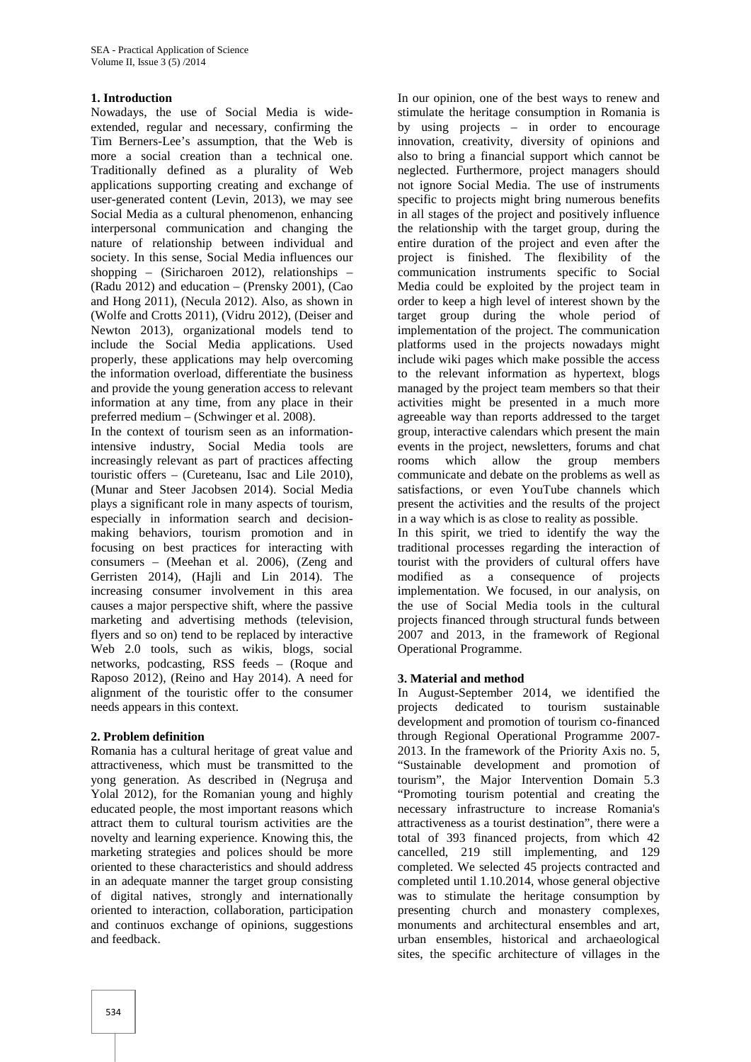## 1. Introduction

Nowadays, the use of Social Media is wide-extended, regular and necessary, confirming the Tim Berners-Lee's assumption, that the Web is more a social creation than a technical one. Traditionally defined as a plurality of Web applications supporting creating and exchange of user-generated content (Levin, 2013), we may see Social Media as a cultural phenomenon, enhancing interpersonal communication and changing the nature of relationship between individual and society. In this sense, Social Media influences our shopping – (Siricharoen 2012), relationships – (Radu 2012) and education – (Prensky 2001), (Cao and Hong 2011), (Necula 2012). Also, as shown in (Wolfe and Crotts 2011), (Vidru 2012), (Deiser and Newton 2013), organizational models tend to include the Social Media applications. Used properly, these applications may help overcoming the information overload, differentiate the business and provide the young generation access to relevant information at any time, from any place in their preferred medium – (Schwinger et al. 2008).

In the context of tourism seen as an information-intensive industry, Social Media tools are increasingly relevant as part of practices affecting touristic offers – (Cureteanu, Isac and Lile 2010), (Munar and Steer Jacobsen 2014). Social Media plays a significant role in many aspects of tourism, especially in information search and decision-making behaviors, tourism promotion and in focusing on best practices for interacting with consumers – (Meehan et al. 2006), (Zeng and Gerristen 2014), (Hajli and Lin 2014). The increasing consumer involvement in this area causes a major perspective shift, where the passive marketing and advertising methods (television, flyers and so on) tend to be replaced by interactive Web 2.0 tools, such as wikis, blogs, social networks, podcasting, RSS feeds – (Roque and Raposo 2012), (Reino and Hay 2014). A need for alignment of the touristic offer to the consumer needs appears in this context.

## 2. Problem definition

Romania has a cultural heritage of great value and attractiveness, which must be transmitted to the yong generation. As described in (Negruşa and Yolal 2012), for the Romanian young and highly educated people, the most important reasons which attract them to cultural tourism activities are the novelty and learning experience. Knowing this, the marketing strategies and polices should be more oriented to these characteristics and should address in an adequate manner the target group consisting of digital natives, strongly and internationally oriented to interaction, collaboration, participation and continuos exchange of opinions, suggestions and feedback.

In our opinion, one of the best ways to renew and stimulate the heritage consumption in Romania is by using projects – in order to encourage innovation, creativity, diversity of opinions and also to bring a financial support which cannot be neglected. Furthermore, project managers should not ignore Social Media. The use of instruments specific to projects might bring numerous benefits in all stages of the project and positively influence the relationship with the target group, during the entire duration of the project and even after the project is finished. The flexibility of the communication instruments specific to Social Media could be exploited by the project team in order to keep a high level of interest shown by the target group during the whole period of implementation of the project. The communication platforms used in the projects nowadays might include wiki pages which make possible the access to the relevant information as hypertext, blogs managed by the project team members so that their activities might be presented in a much more agreeable way than reports addressed to the target group, interactive calendars which present the main events in the project, newsletters, forums and chat rooms which allow the group members communicate and debate on the problems as well as satisfactions, or even YouTube channels which present the activities and the results of the project in a way which is as close to reality as possible.

In this spirit, we tried to identify the way the traditional processes regarding the interaction of tourist with the providers of cultural offers have modified as a consequence of projects implementation. We focused, in our analysis, on the use of Social Media tools in the cultural projects financed through structural funds between 2007 and 2013, in the framework of Regional Operational Programme.

## 3. Material and method

In August-September 2014, we identified the projects dedicated to tourism sustainable development and promotion of tourism co-financed through Regional Operational Programme 2007-2013. In the framework of the Priority Axis no. 5, "Sustainable development and promotion of tourism", the Major Intervention Domain 5.3 "Promoting tourism potential and creating the necessary infrastructure to increase Romania's attractiveness as a tourist destination", there were a total of 393 financed projects, from which 42 cancelled, 219 still implementing, and 129 completed. We selected 45 projects contracted and completed until 1.10.2014, whose general objective was to stimulate the heritage consumption by presenting church and monastery complexes, monuments and architectural ensembles and art, urban ensembles, historical and archaeological sites, the specific architecture of villages in the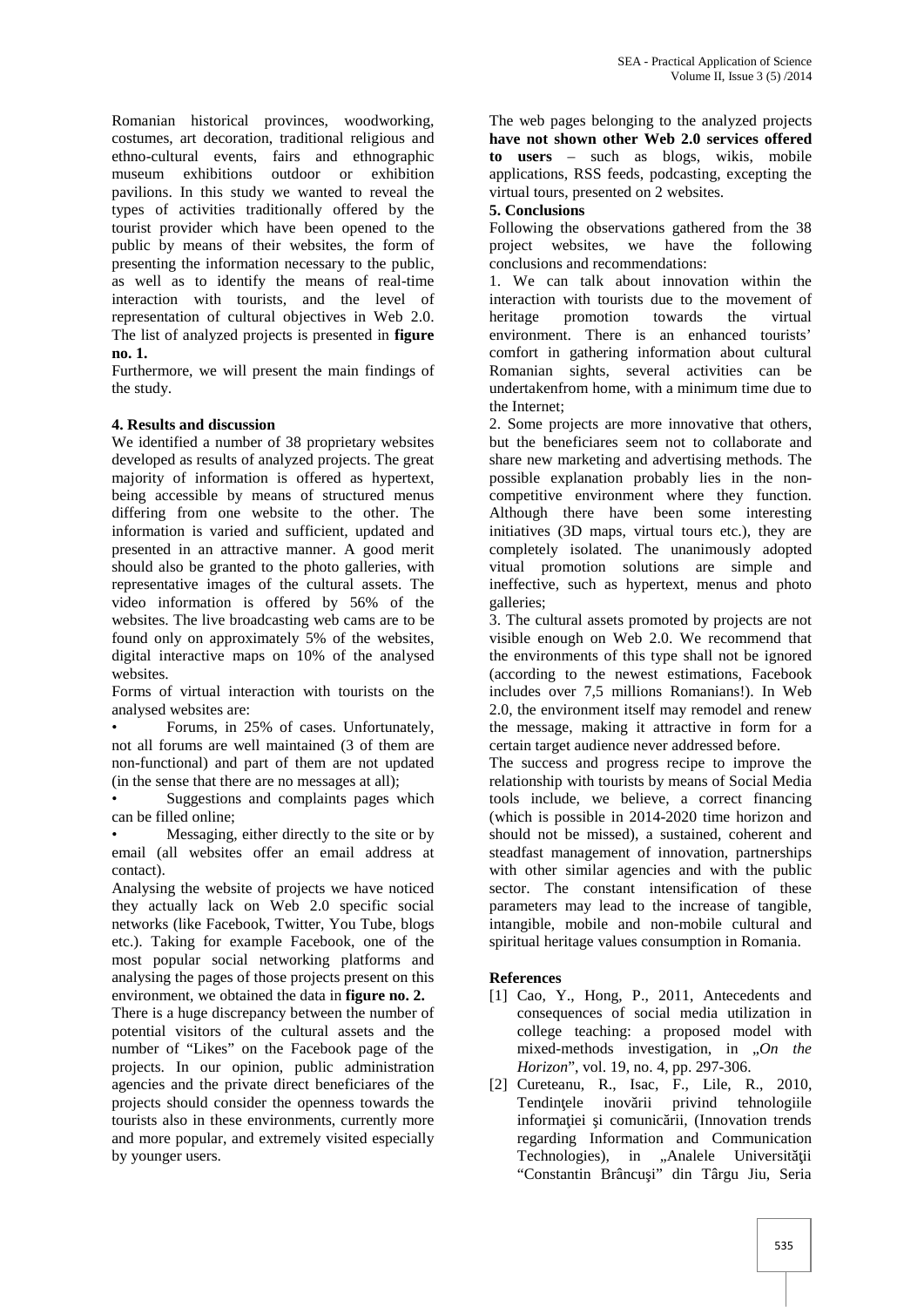Romanian historical provinces, woodworking, costumes, art decoration, traditional religious and ethno-cultural events, fairs and ethnographic museum exhibitions outdoor or exhibition pavilions. In this study we wanted to reveal the types of activities traditionally offered by the tourist provider which have been opened to the public by means of their websites, the form of presenting the information necessary to the public, as well as to identify the means of real-time interaction with tourists, and the level of representation of cultural objectives in Web 2.0. The list of analyzed projects is presented in **figure no. 1.**

Furthermore, we will present the main findings of the study.

## 4. Results and discussion

We identified a number of 38 proprietary websites developed as results of analyzed projects. The great majority of information is offered as hypertext, being accessible by means of structured menus differing from one website to the other. The information is varied and sufficient, updated and presented in an attractive manner. A good merit should also be granted to the photo galleries, with representative images of the cultural assets. The video information is offered by 56% of the websites. The live broadcasting web cams are to be found only on approximately 5% of the websites, digital interactive maps on 10% of the analysed websites.

Forms of virtual interaction with tourists on the analysed websites are:

- Forums, in 25% of cases. Unfortunately, not all forums are well maintained (3 of them are non-functional) and part of them are not updated (in the sense that there are no messages at all);
- Suggestions and complaints pages which can be filled online;
- Messaging, either directly to the site or by email (all websites offer an email address at contact).

Analysing the website of projects we have noticed they actually lack on Web 2.0 specific social networks (like Facebook, Twitter, You Tube, blogs etc.). Taking for example Facebook, one of the most popular social networking platforms and analysing the pages of those projects present on this environment, we obtained the data in **figure no. 2.**

There is a huge discrepancy between the number of potential visitors of the cultural assets and the number of "Likes" on the Facebook page of the projects. In our opinion, public administration agencies and the private direct beneficiares of the projects should consider the openness towards the tourists also in these environments, currently more and more popular, and extremely visited especially by younger users.

The web pages belonging to the analyzed projects **have not shown other Web 2.0 services offered to users** – such as blogs, wikis, mobile applications, RSS feeds, podcasting, excepting the virtual tours, presented on 2 websites.

## 5. Conclusions

Following the observations gathered from the 38 project websites, we have the following conclusions and recommendations:

1. We can talk about innovation within the interaction with tourists due to the movement of heritage promotion towards the virtual environment. There is an enhanced tourists' comfort in gathering information about cultural Romanian sights, several activities can be undertakenfrom home, with a minimum time due to the Internet;

2. Some projects are more innovative that others, but the beneficiares seem not to collaborate and share new marketing and advertising methods. The possible explanation probably lies in the non-competitive environment where they function. Although there have been some interesting initiatives (3D maps, virtual tours etc.), they are completely isolated. The unanimously adopted vitual promotion solutions are simple and ineffective, such as hypertext, menus and photo galleries;

3. The cultural assets promoted by projects are not visible enough on Web 2.0. We recommend that the environments of this type shall not be ignored (according to the newest estimations, Facebook includes over 7,5 millions Romanians!). In Web 2.0, the environment itself may remodel and renew the message, making it attractive in form for a certain target audience never addressed before.

The success and progress recipe to improve the relationship with tourists by means of Social Media tools include, we believe, a correct financing (which is possible in 2014-2020 time horizon and should not be missed), a sustained, coherent and steadfast management of innovation, partnerships with other similar agencies and with the public sector. The constant intensification of these parameters may lead to the increase of tangible, intangible, mobile and non-mobile cultural and spiritual heritage values consumption in Romania.

## References

[1] Cao, Y., Hong, P., 2011, Antecedents and consequences of social media utilization in college teaching: a proposed model with mixed-methods investigation, in „*On the Horizon*", vol. 19, no. 4, pp. 297-306.

[2] Cureteanu, R., Isac, F., Lile, R., 2010, Tendinţele inovării privind tehnologiile informaţiei şi comunicării, (Innovation trends regarding Information and Communication Technologies), in „Analele Universităţii "Constantin Brâncuşi" din Târgu Jiu, Seria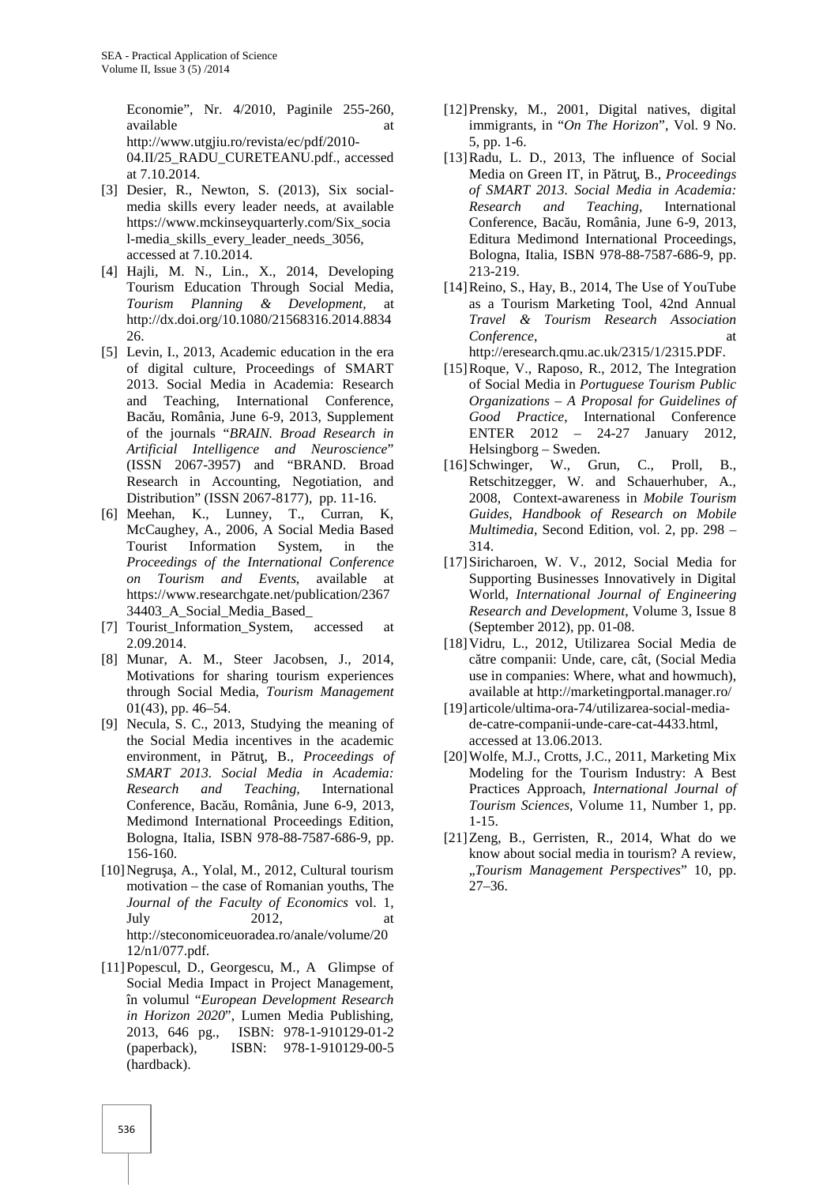Economie", Nr. 4/2010, Paginile 255-260, available at http://www.utgjiu.ro/revista/ec/pdf/2010-04.II/25_RADU_CURETEANU.pdf., accessed at 7.10.2014.

[3] Desier, R., Newton, S. (2013), Six social-media skills every leader needs, at available https://www.mckinseyquarterly.com/Six_social-media_skills_every_leader_needs_3056, accessed at 7.10.2014.

[4] Hajli, M. N., Lin., X., 2014, Developing Tourism Education Through Social Media, *Tourism Planning & Development*, at http://dx.doi.org/10.1080/21568316.2014.883426.

[5] Levin, I., 2013, Academic education in the era of digital culture, Proceedings of SMART 2013. Social Media in Academia: Research and Teaching, International Conference, Bacău, România, June 6-9, 2013, Supplement of the journals "*BRAIN. Broad Research in Artificial Intelligence and Neuroscience*" (ISSN 2067-3957) and "BRAND. Broad Research in Accounting, Negotiation, and Distribution" (ISSN 2067-8177), pp. 11-16.

[6] Meehan, K., Lunney, T., Curran, K, McCaughey, A., 2006, A Social Media Based Tourist Information System, in the *Proceedings of the International Conference on Tourism and Events*, available at https://www.researchgate.net/publication/236734403_A_Social_Media_Based_

[7] Tourist_Information_System, accessed at 2.09.2014.

[8] Munar, A. M., Steer Jacobsen, J., 2014, Motivations for sharing tourism experiences through Social Media, *Tourism Management* 01(43), pp. 46–54.

[9] Necula, S. C., 2013, Studying the meaning of the Social Media incentives in the academic environment, in Pătruţ, B., *Proceedings of SMART 2013. Social Media in Academia: Research and Teaching*, International Conference, Bacău, România, June 6-9, 2013, Medimond International Proceedings Edition, Bologna, Italia, ISBN 978-88-7587-686-9, pp. 156-160.

[10] Negruşa, A., Yolal, M., 2012, Cultural tourism motivation – the case of Romanian youths, The *Journal of the Faculty of Economics* vol. 1, July 2012, at http://steconomiceuoradea.ro/anale/volume/2012/n1/077.pdf.

[11] Popescul, D., Georgescu, M., A Glimpse of Social Media Impact in Project Management, în volumul "*European Development Research in Horizon 2020*", Lumen Media Publishing, 2013, 646 pg., ISBN: 978-1-910129-01-2 (paperback), ISBN: 978-1-910129-00-5 (hardback).

[12] Prensky, M., 2001, Digital natives, digital immigrants, in "*On The Horizon*", Vol. 9 No. 5, pp. 1-6.

[13] Radu, L. D., 2013, The influence of Social Media on Green IT, in Pătruţ, B., *Proceedings of SMART 2013. Social Media in Academia: Research and Teaching*, International Conference, Bacău, România, June 6-9, 2013, Editura Medimond International Proceedings, Bologna, Italia, ISBN 978-88-7587-686-9, pp. 213-219.

[14] Reino, S., Hay, B., 2014, The Use of YouTube as a Tourism Marketing Tool, 42nd Annual *Travel & Tourism Research Association Conference*, at http://eresearch.qmu.ac.uk/2315/1/2315.PDF.

[15] Roque, V., Raposo, R., 2012, The Integration of Social Media in *Portuguese Tourism Public Organizations – A Proposal for Guidelines of Good Practice*, International Conference ENTER 2012 – 24-27 January 2012, Helsingborg – Sweden.

[16] Schwinger, W., Grun, C., Proll, B., Retschitzegger, W. and Schauerhuber, A., 2008, Context-awareness in *Mobile Tourism Guides, Handbook of Research on Mobile Multimedia*, Second Edition, vol. 2, pp. 298 – 314.

[17] Siricharoen, W. V., 2012, Social Media for Supporting Businesses Innovatively in Digital World, *International Journal of Engineering Research and Development*, Volume 3, Issue 8 (September 2012), pp. 01-08.

[18] Vidru, L., 2012, Utilizarea Social Media de către companii: Unde, care, cât, (Social Media use in companies: Where, what and howmuch), available at http://marketingportal.manager.ro/

[19] articole/ultima-ora-74/utilizarea-social-media-de-catre-companii-unde-care-cat-4433.html, accessed at 13.06.2013.

[20] Wolfe, M.J., Crotts, J.C., 2011, Marketing Mix Modeling for the Tourism Industry: A Best Practices Approach, *International Journal of Tourism Sciences*, Volume 11, Number 1, pp. 1-15.

[21] Zeng, B., Gerristen, R., 2014, What do we know about social media in tourism? A review, „*Tourism Management Perspectives*" 10, pp. 27–36.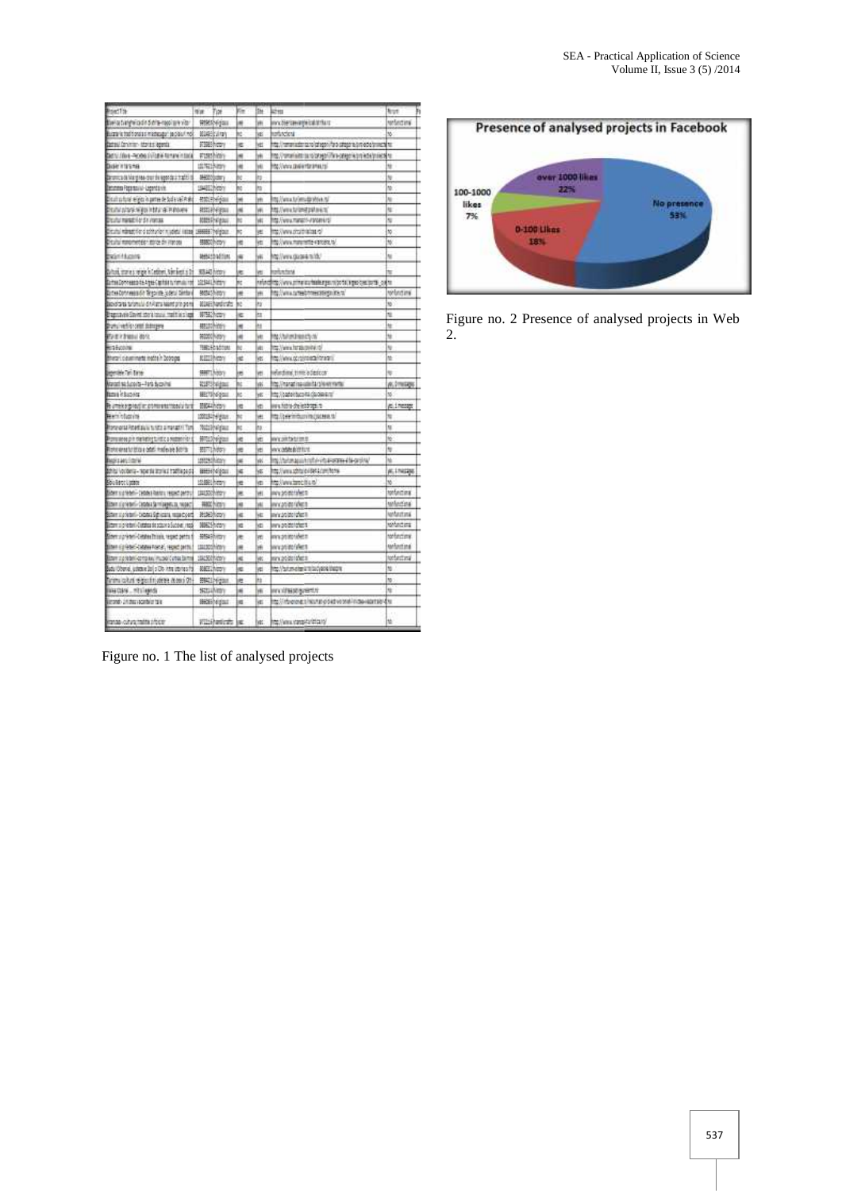Figure no. 1 The list of analysed projects

Figure no. 2 Presence of analysed projects in Web 2.